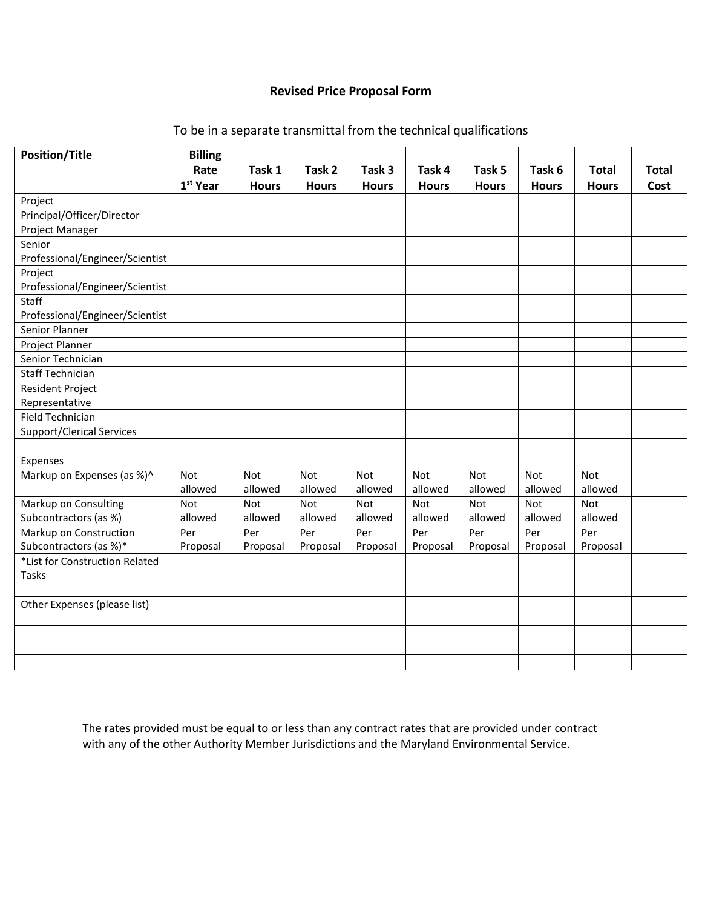## Revised Price Proposal Form

To be in a separate transmittal from the technical qualifications

| Position/Title | Billing Rate 1st Year | Task 1 Hours | Task 2 Hours | Task 3 Hours | Task 4 Hours | Task 5 Hours | Task 6 Hours | Total Hours | Total Cost |
|---|---|---|---|---|---|---|---|---|---|
| Project Principal/Officer/Director | | | | | | | | | |
| Project Manager | | | | | | | | | |
| Senior Professional/Engineer/Scientist | | | | | | | | | |
| Project Professional/Engineer/Scientist | | | | | | | | | |
| Staff Professional/Engineer/Scientist | | | | | | | | | |
| Senior Planner | | | | | | | | | |
| Project Planner | | | | | | | | | |
| Senior Technician | | | | | | | | | |
| Staff Technician | | | | | | | | | |
| Resident Project Representative | | | | | | | | | |
| Field Technician | | | | | | | | | |
| Support/Clerical Services | | | | | | | | | |
| | | | | | | | | | |
| Expenses | | | | | | | | | |
| Markup on Expenses (as %)^ | Not allowed | Not allowed | Not allowed | Not allowed | Not allowed | Not allowed | Not allowed | Not allowed | |
| Markup on Consulting Subcontractors (as %) | Not allowed | Not allowed | Not allowed | Not allowed | Not allowed | Not allowed | Not allowed | Not allowed | |
| Markup on Construction Subcontractors (as %)* | Per Proposal | Per Proposal | Per Proposal | Per Proposal | Per Proposal | Per Proposal | Per Proposal | Per Proposal | |
| *List for Construction Related Tasks | | | | | | | | | |
| | | | | | | | | | |
| Other Expenses (please list) | | | | | | | | | |
| | | | | | | | | | |
| | | | | | | | | | |
| | | | | | | | | | |
| | | | | | | | | | |

The rates provided must be equal to or less than any contract rates that are provided under contract with any of the other Authority Member Jurisdictions and the Maryland Environmental Service.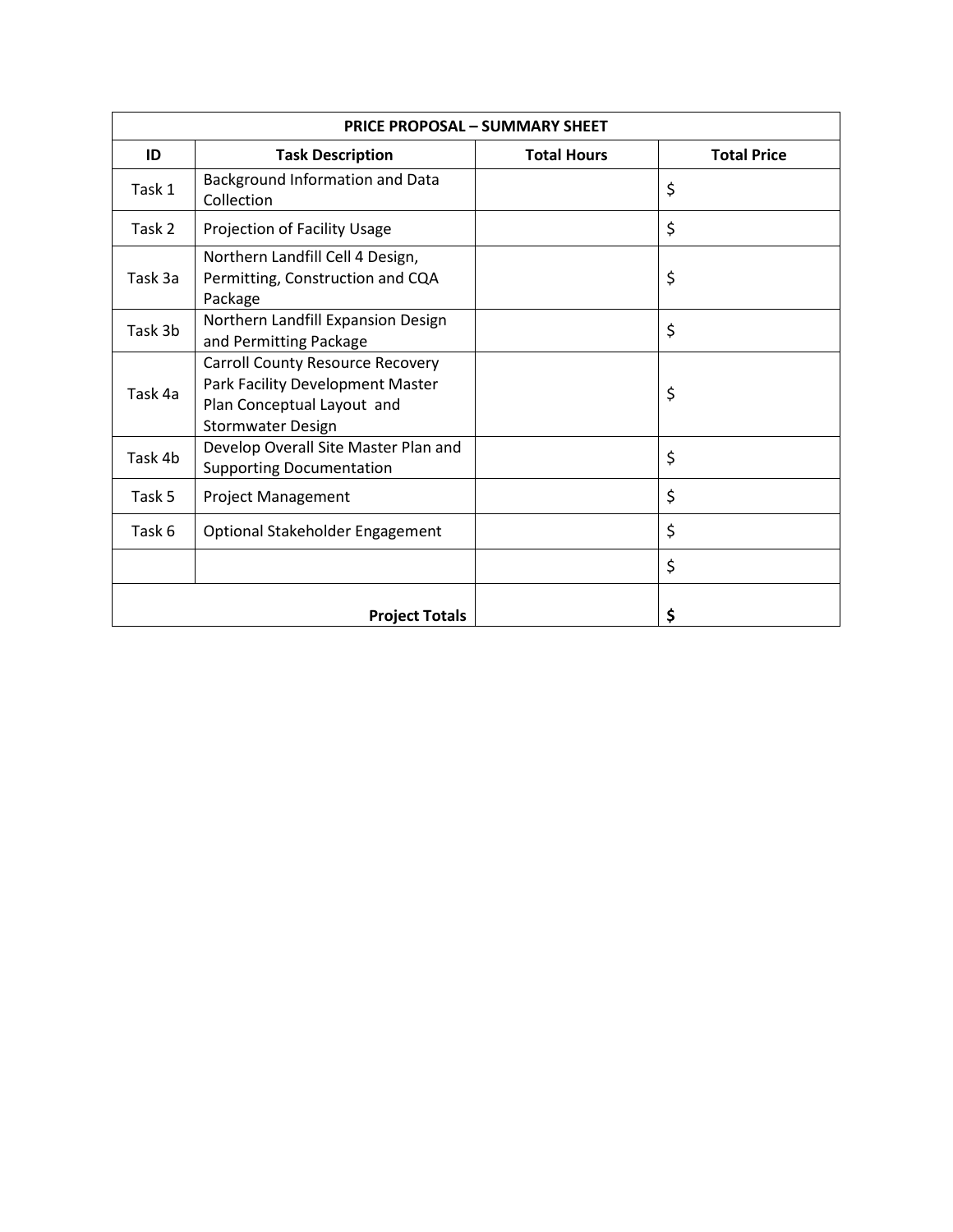| PRICE PROPOSAL – SUMMARY SHEET | | | |
|---|---|---|---|
| **ID** | **Task Description** | **Total Hours** | **Total Price** |
| Task 1 | Background Information and Data Collection | | $ |
| Task 2 | Projection of Facility Usage | | $ |
| Task 3a | Northern Landfill Cell 4 Design, Permitting, Construction and CQA Package | | $ |
| Task 3b | Northern Landfill Expansion Design and Permitting Package | | $ |
| Task 4a | Carroll County Resource Recovery Park Facility Development Master Plan Conceptual Layout and Stormwater Design | | $ |
| Task 4b | Develop Overall Site Master Plan and Supporting Documentation | | $ |
| Task 5 | Project Management | | $ |
| Task 6 | Optional Stakeholder Engagement | | $ |
| | | | $ |
| | **Project Totals** | | **$** |